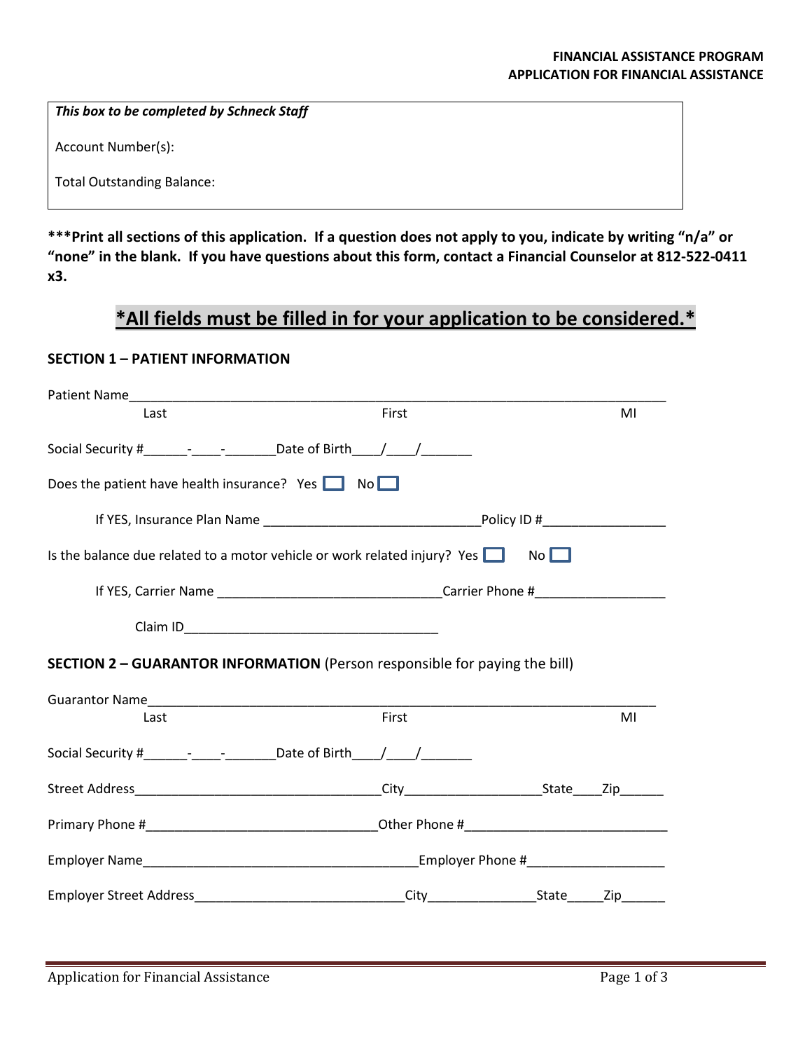**FINANCIAL ASSISTANCE PROGRAM**
**APPLICATION FOR FINANCIAL ASSISTANCE**

| ***This box to be completed by Schneck Staff*** |
|---|
| Account Number(s): |
| Total Outstanding Balance: |

**\*\*\*Print all sections of this application. If a question does not apply to you, indicate by writing "n/a" or "none" in the blank. If you have questions about this form, contact a Financial Counselor at 812-522-0411 x3.**

## *All fields must be filled in for your application to be considered.*

### SECTION 1 – PATIENT INFORMATION

Patient Name_______________________________________________________________________________
Last First MI

Social Security #______-____-_______Date of Birth____/____/_______

Does the patient have health insurance? Yes ☐ No ☐

If YES, Insurance Plan Name ______________________________Policy ID #_________________

Is the balance due related to a motor vehicle or work related injury? Yes ☐ No ☐

If YES, Carrier Name _______________________________Carrier Phone #__________________

Claim ID___________________________________

### SECTION 2 – GUARANTOR INFORMATION (Person responsible for paying the bill)

Guarantor Name_____________________________________________________________________________
Last First MI

Social Security #______-____-_______Date of Birth____/____/_______

Street Address__________________________________City__________________State____Zip______

Primary Phone #________________________________Other Phone #___________________________

Employer Name______________________________________Employer Phone #___________________

Employer Street Address_____________________________City_______________State_____Zip______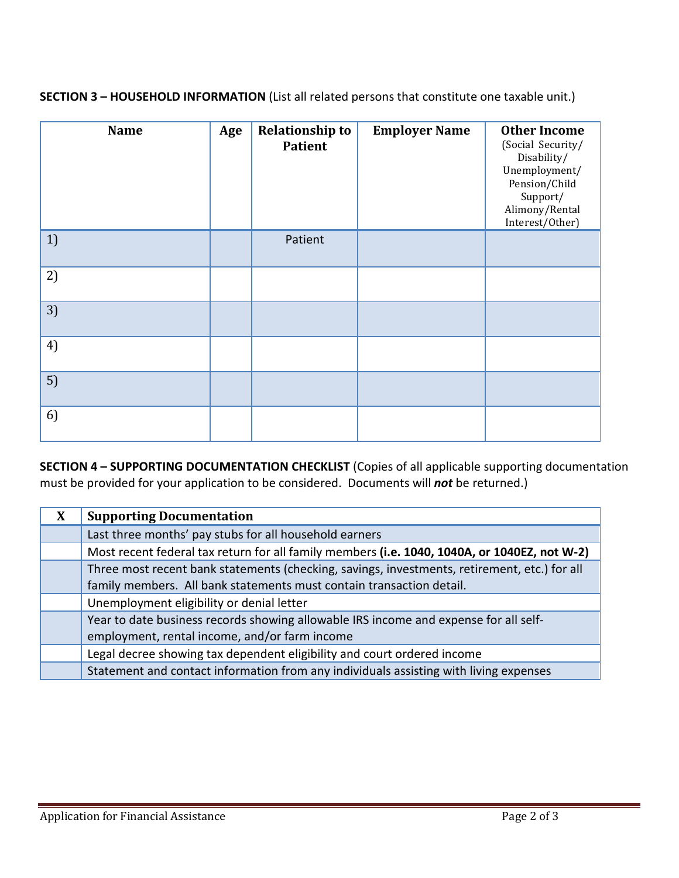**SECTION 3 – HOUSEHOLD INFORMATION** (List all related persons that constitute one taxable unit.)

| Name | Age | Relationship to Patient | Employer Name | Other Income (Social Security/ Disability/ Unemployment/ Pension/Child Support/ Alimony/Rental Interest/Other) |
|---|---|---|---|---|
| 1) | | Patient | | |
| 2) | | | | |
| 3) | | | | |
| 4) | | | | |
| 5) | | | | |
| 6) | | | | |

**SECTION 4 – SUPPORTING DOCUMENTATION CHECKLIST** (Copies of all applicable supporting documentation must be provided for your application to be considered. Documents will ***not*** be returned.)

| X | Supporting Documentation |
|---|---|
| | Last three months' pay stubs for all household earners |
| | Most recent federal tax return for all family members **(i.e. 1040, 1040A, or 1040EZ, not W-2)** |
| | Three most recent bank statements (checking, savings, investments, retirement, etc.) for all family members. All bank statements must contain transaction detail. |
| | Unemployment eligibility or denial letter |
| | Year to date business records showing allowable IRS income and expense for all self-employment, rental income, and/or farm income |
| | Legal decree showing tax dependent eligibility and court ordered income |
| | Statement and contact information from any individuals assisting with living expenses |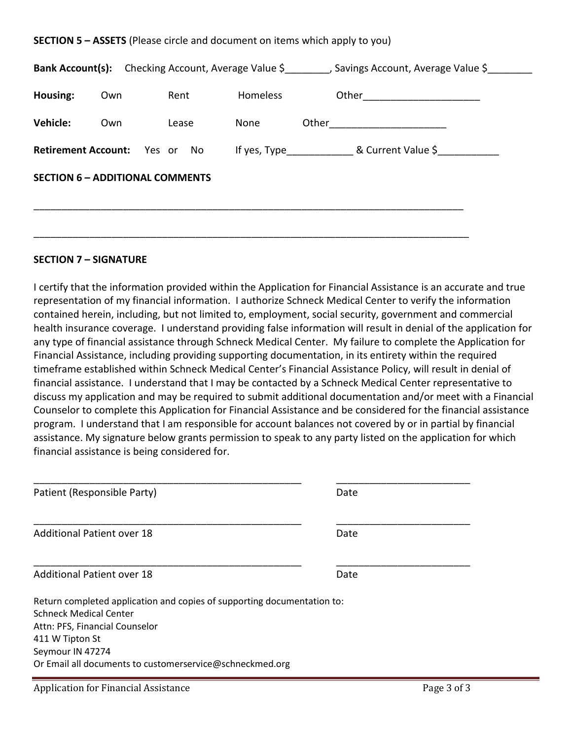**SECTION 5 – ASSETS** (Please circle and document on items which apply to you)

**Bank Account(s):** Checking Account, Average Value $________, Savings Account, Average Value $________

**Housing:** Own Rent Homeless Other____________________

**Vehicle:** Own Lease None Other_____________________

**Retirement Account:** Yes or No If yes, Type____________ & Current Value $___________

**SECTION 6 – ADDITIONAL COMMENTS**

_______________________________________________________________________________

_______________________________________________________________________________

**SECTION 7 – SIGNATURE**

I certify that the information provided within the Application for Financial Assistance is an accurate and true representation of my financial information. I authorize Schneck Medical Center to verify the information contained herein, including, but not limited to, employment, social security, government and commercial health insurance coverage. I understand providing false information will result in denial of the application for any type of financial assistance through Schneck Medical Center. My failure to complete the Application for Financial Assistance, including providing supporting documentation, in its entirety within the required timeframe established within Schneck Medical Center's Financial Assistance Policy, will result in denial of financial assistance. I understand that I may be contacted by a Schneck Medical Center representative to discuss my application and may be required to submit additional documentation and/or meet with a Financial Counselor to complete this Application for Financial Assistance and be considered for the financial assistance program. I understand that I am responsible for account balances not covered by or in partial by financial assistance. My signature below grants permission to speak to any party listed on the application for which financial assistance is being considered for.

_________________________________________________ ________________________

Patient (Responsible Party) Date

_________________________________________________ ________________________

Additional Patient over 18 Date

_________________________________________________ ________________________

Additional Patient over 18 Date

Return completed application and copies of supporting documentation to:
Schneck Medical Center
Attn: PFS, Financial Counselor
411 W Tipton St
Seymour IN 47274
Or Email all documents to customerservice@schneckmed.org